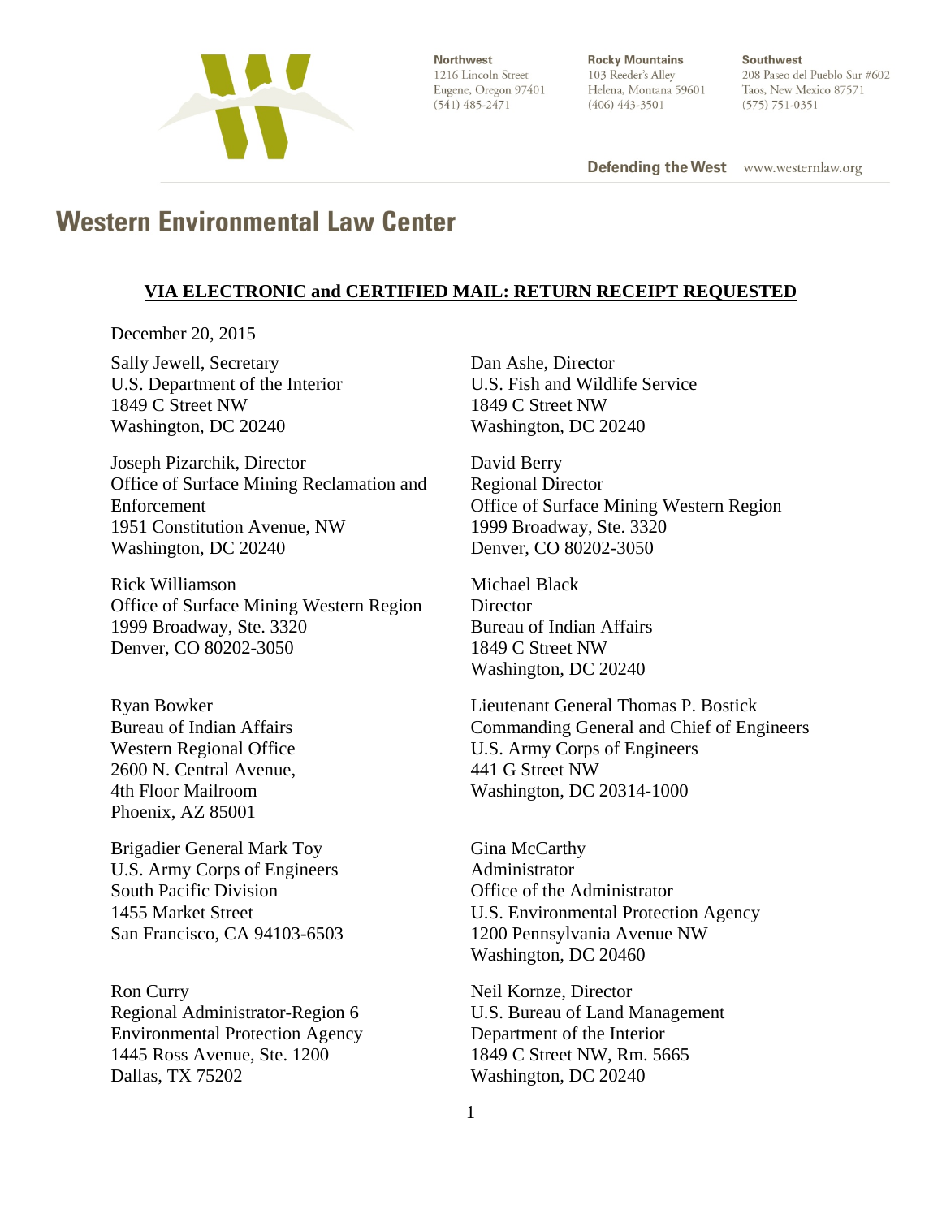**Northwest**
1216 Lincoln Street
Eugene, Oregon 97401
(541) 485-2471

**Rocky Mountains**
103 Reeder's Alley
Helena, Montana 59601
(406) 443-3501

**Southwest**
208 Paseo del Pueblo Sur #602
Taos, New Mexico 87571
(575) 751-0351

**Defending the West** www.westernlaw.org

# Western Environmental Law Center

**VIA ELECTRONIC and CERTIFIED MAIL: RETURN RECEIPT REQUESTED**

December 20, 2015

Sally Jewell, Secretary
U.S. Department of the Interior
1849 C Street NW
Washington, DC 20240

Dan Ashe, Director
U.S. Fish and Wildlife Service
1849 C Street NW
Washington, DC 20240

Joseph Pizarchik, Director
Office of Surface Mining Reclamation and Enforcement
1951 Constitution Avenue, NW
Washington, DC 20240

David Berry
Regional Director
Office of Surface Mining Western Region
1999 Broadway, Ste. 3320
Denver, CO 80202-3050

Rick Williamson
Office of Surface Mining Western Region
1999 Broadway, Ste. 3320
Denver, CO 80202-3050

Michael Black
Director
Bureau of Indian Affairs
1849 C Street NW
Washington, DC 20240

Ryan Bowker
Bureau of Indian Affairs
Western Regional Office
2600 N. Central Avenue,
4th Floor Mailroom
Phoenix, AZ 85001

Lieutenant General Thomas P. Bostick
Commanding General and Chief of Engineers
U.S. Army Corps of Engineers
441 G Street NW
Washington, DC 20314-1000

Brigadier General Mark Toy
U.S. Army Corps of Engineers
South Pacific Division
1455 Market Street
San Francisco, CA 94103-6503

Gina McCarthy
Administrator
Office of the Administrator
U.S. Environmental Protection Agency
1200 Pennsylvania Avenue NW
Washington, DC 20460

Ron Curry
Regional Administrator-Region 6
Environmental Protection Agency
1445 Ross Avenue, Ste. 1200
Dallas, TX 75202

Neil Kornze, Director
U.S. Bureau of Land Management
Department of the Interior
1849 C Street NW, Rm. 5665
Washington, DC 20240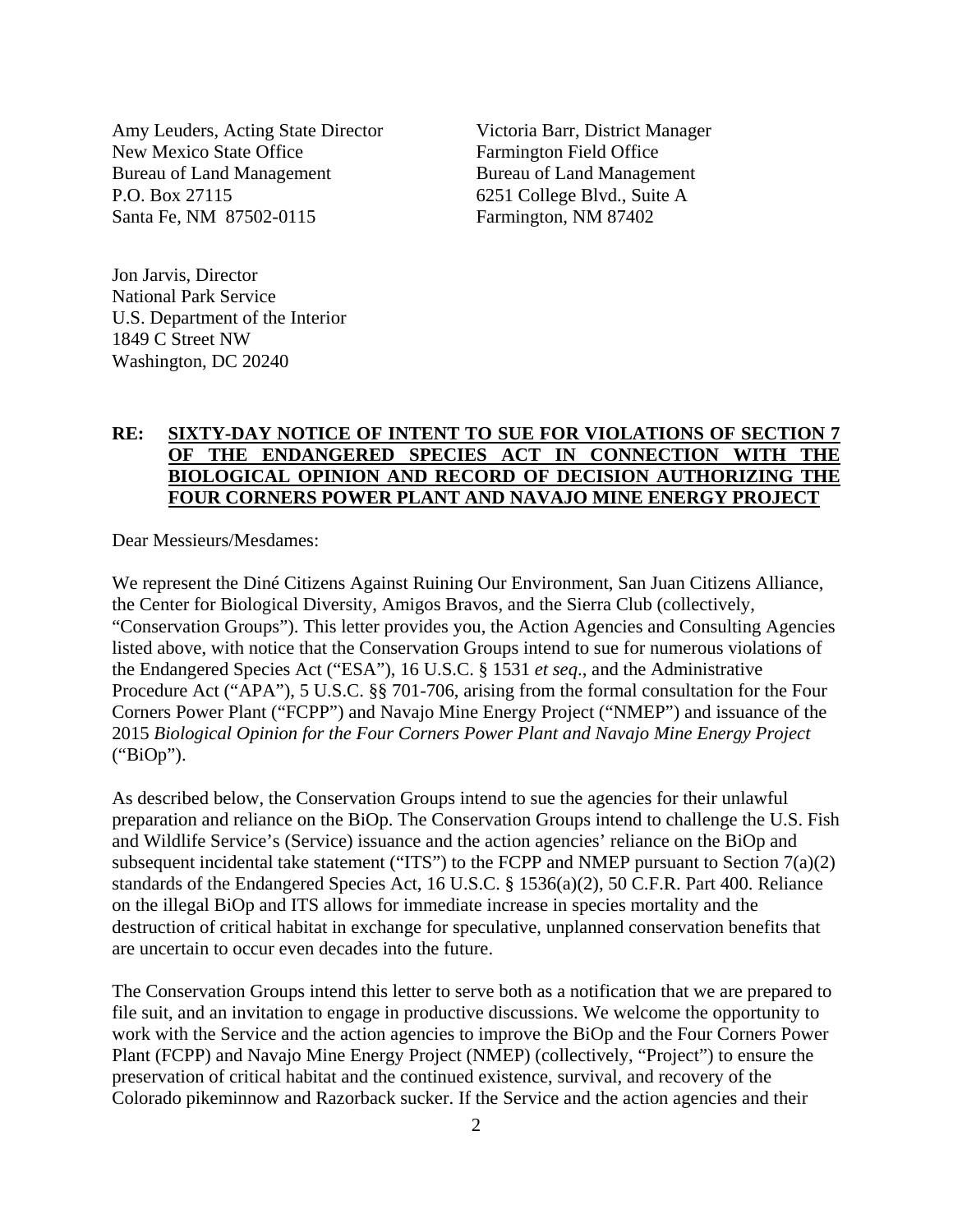Amy Leuders, Acting State Director
New Mexico State Office
Bureau of Land Management
P.O. Box 27115
Santa Fe, NM 87502-0115

Victoria Barr, District Manager
Farmington Field Office
Bureau of Land Management
6251 College Blvd., Suite A
Farmington, NM 87402

Jon Jarvis, Director
National Park Service
U.S. Department of the Interior
1849 C Street NW
Washington, DC 20240

**RE: SIXTY-DAY NOTICE OF INTENT TO SUE FOR VIOLATIONS OF SECTION 7 OF THE ENDANGERED SPECIES ACT IN CONNECTION WITH THE BIOLOGICAL OPINION AND RECORD OF DECISION AUTHORIZING THE FOUR CORNERS POWER PLANT AND NAVAJO MINE ENERGY PROJECT**

Dear Messieurs/Mesdames:

We represent the Diné Citizens Against Ruining Our Environment, San Juan Citizens Alliance, the Center for Biological Diversity, Amigos Bravos, and the Sierra Club (collectively, "Conservation Groups"). This letter provides you, the Action Agencies and Consulting Agencies listed above, with notice that the Conservation Groups intend to sue for numerous violations of the Endangered Species Act ("ESA"), 16 U.S.C. § 1531 *et seq*., and the Administrative Procedure Act ("APA"), 5 U.S.C. §§ 701-706, arising from the formal consultation for the Four Corners Power Plant ("FCPP") and Navajo Mine Energy Project ("NMEP") and issuance of the 2015 *Biological Opinion for the Four Corners Power Plant and Navajo Mine Energy Project* ("BiOp").

As described below, the Conservation Groups intend to sue the agencies for their unlawful preparation and reliance on the BiOp. The Conservation Groups intend to challenge the U.S. Fish and Wildlife Service's (Service) issuance and the action agencies' reliance on the BiOp and subsequent incidental take statement ("ITS") to the FCPP and NMEP pursuant to Section 7(a)(2) standards of the Endangered Species Act, 16 U.S.C. § 1536(a)(2), 50 C.F.R. Part 400. Reliance on the illegal BiOp and ITS allows for immediate increase in species mortality and the destruction of critical habitat in exchange for speculative, unplanned conservation benefits that are uncertain to occur even decades into the future.

The Conservation Groups intend this letter to serve both as a notification that we are prepared to file suit, and an invitation to engage in productive discussions. We welcome the opportunity to work with the Service and the action agencies to improve the BiOp and the Four Corners Power Plant (FCPP) and Navajo Mine Energy Project (NMEP) (collectively, "Project") to ensure the preservation of critical habitat and the continued existence, survival, and recovery of the Colorado pikeminnow and Razorback sucker. If the Service and the action agencies and their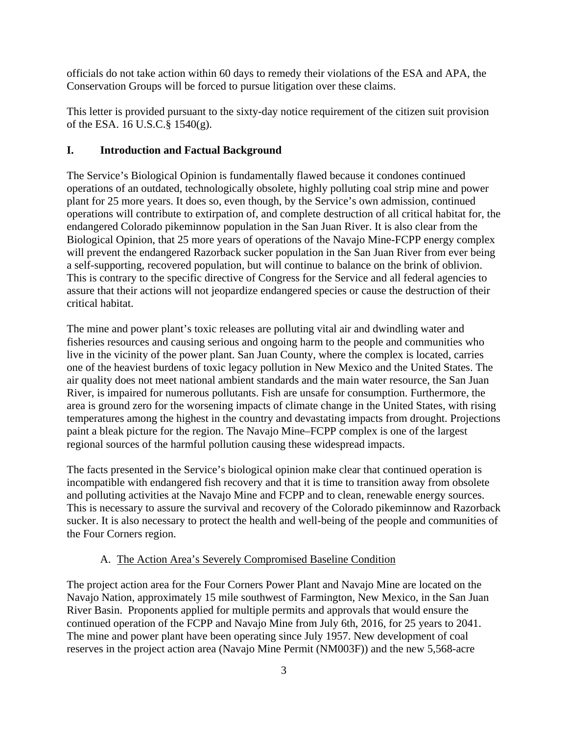officials do not take action within 60 days to remedy their violations of the ESA and APA, the Conservation Groups will be forced to pursue litigation over these claims.

This letter is provided pursuant to the sixty-day notice requirement of the citizen suit provision of the ESA. 16 U.S.C.§ 1540(g).

## I. Introduction and Factual Background

The Service's Biological Opinion is fundamentally flawed because it condones continued operations of an outdated, technologically obsolete, highly polluting coal strip mine and power plant for 25 more years. It does so, even though, by the Service's own admission, continued operations will contribute to extirpation of, and complete destruction of all critical habitat for, the endangered Colorado pikeminnow population in the San Juan River. It is also clear from the Biological Opinion, that 25 more years of operations of the Navajo Mine-FCPP energy complex will prevent the endangered Razorback sucker population in the San Juan River from ever being a self-supporting, recovered population, but will continue to balance on the brink of oblivion. This is contrary to the specific directive of Congress for the Service and all federal agencies to assure that their actions will not jeopardize endangered species or cause the destruction of their critical habitat.

The mine and power plant's toxic releases are polluting vital air and dwindling water and fisheries resources and causing serious and ongoing harm to the people and communities who live in the vicinity of the power plant. San Juan County, where the complex is located, carries one of the heaviest burdens of toxic legacy pollution in New Mexico and the United States. The air quality does not meet national ambient standards and the main water resource, the San Juan River, is impaired for numerous pollutants. Fish are unsafe for consumption. Furthermore, the area is ground zero for the worsening impacts of climate change in the United States, with rising temperatures among the highest in the country and devastating impacts from drought. Projections paint a bleak picture for the region. The Navajo Mine–FCPP complex is one of the largest regional sources of the harmful pollution causing these widespread impacts.

The facts presented in the Service's biological opinion make clear that continued operation is incompatible with endangered fish recovery and that it is time to transition away from obsolete and polluting activities at the Navajo Mine and FCPP and to clean, renewable energy sources. This is necessary to assure the survival and recovery of the Colorado pikeminnow and Razorback sucker. It is also necessary to protect the health and well-being of the people and communities of the Four Corners region.

### A. The Action Area's Severely Compromised Baseline Condition

The project action area for the Four Corners Power Plant and Navajo Mine are located on the Navajo Nation, approximately 15 mile southwest of Farmington, New Mexico, in the San Juan River Basin. Proponents applied for multiple permits and approvals that would ensure the continued operation of the FCPP and Navajo Mine from July 6th, 2016, for 25 years to 2041. The mine and power plant have been operating since July 1957. New development of coal reserves in the project action area (Navajo Mine Permit (NM003F)) and the new 5,568-acre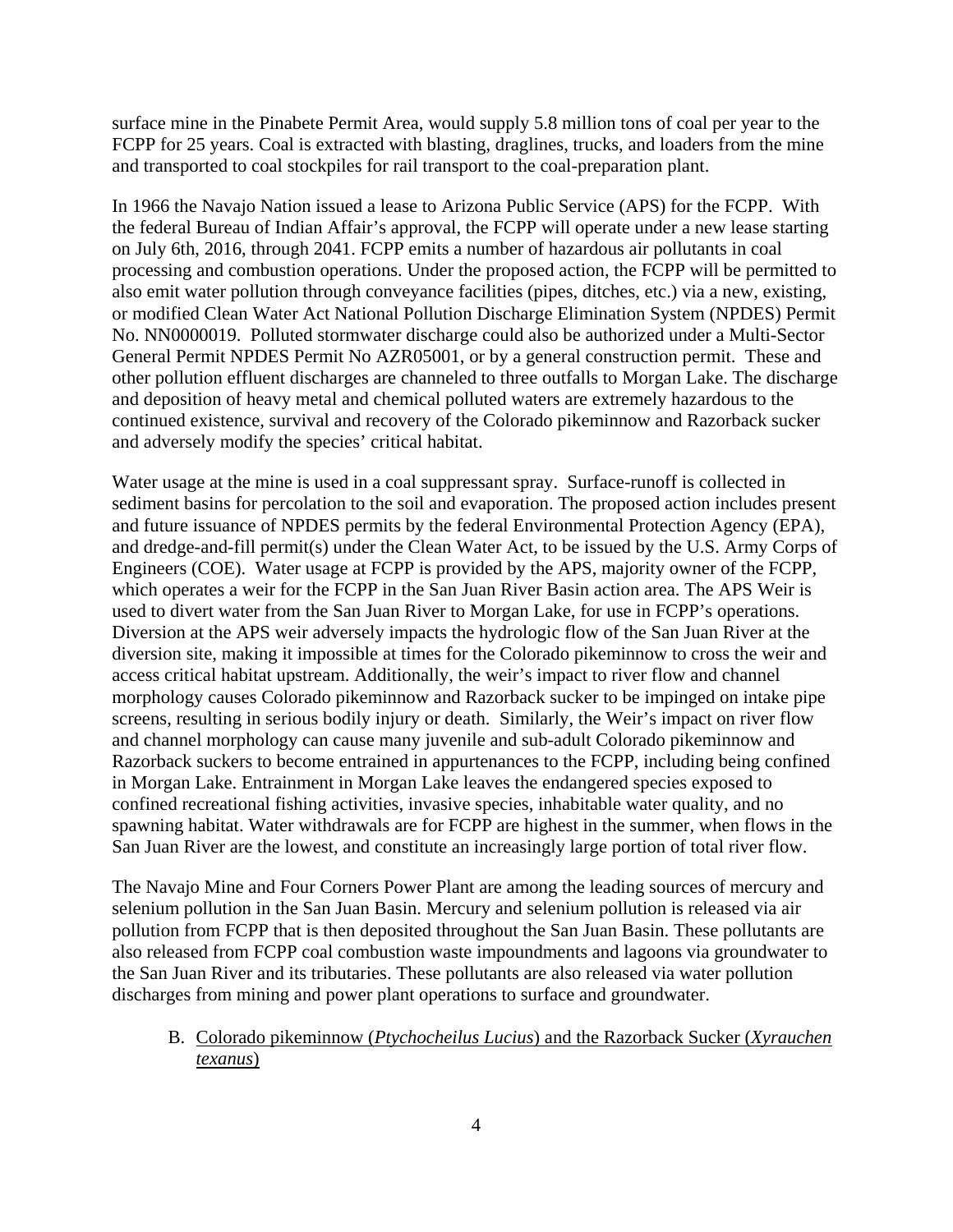surface mine in the Pinabete Permit Area, would supply 5.8 million tons of coal per year to the FCPP for 25 years. Coal is extracted with blasting, draglines, trucks, and loaders from the mine and transported to coal stockpiles for rail transport to the coal-preparation plant.

In 1966 the Navajo Nation issued a lease to Arizona Public Service (APS) for the FCPP. With the federal Bureau of Indian Affair's approval, the FCPP will operate under a new lease starting on July 6th, 2016, through 2041. FCPP emits a number of hazardous air pollutants in coal processing and combustion operations. Under the proposed action, the FCPP will be permitted to also emit water pollution through conveyance facilities (pipes, ditches, etc.) via a new, existing, or modified Clean Water Act National Pollution Discharge Elimination System (NPDES) Permit No. NN0000019. Polluted stormwater discharge could also be authorized under a Multi-Sector General Permit NPDES Permit No AZR05001, or by a general construction permit. These and other pollution effluent discharges are channeled to three outfalls to Morgan Lake. The discharge and deposition of heavy metal and chemical polluted waters are extremely hazardous to the continued existence, survival and recovery of the Colorado pikeminnow and Razorback sucker and adversely modify the species' critical habitat.

Water usage at the mine is used in a coal suppressant spray. Surface-runoff is collected in sediment basins for percolation to the soil and evaporation. The proposed action includes present and future issuance of NPDES permits by the federal Environmental Protection Agency (EPA), and dredge-and-fill permit(s) under the Clean Water Act, to be issued by the U.S. Army Corps of Engineers (COE). Water usage at FCPP is provided by the APS, majority owner of the FCPP, which operates a weir for the FCPP in the San Juan River Basin action area. The APS Weir is used to divert water from the San Juan River to Morgan Lake, for use in FCPP's operations. Diversion at the APS weir adversely impacts the hydrologic flow of the San Juan River at the diversion site, making it impossible at times for the Colorado pikeminnow to cross the weir and access critical habitat upstream. Additionally, the weir's impact to river flow and channel morphology causes Colorado pikeminnow and Razorback sucker to be impinged on intake pipe screens, resulting in serious bodily injury or death. Similarly, the Weir's impact on river flow and channel morphology can cause many juvenile and sub-adult Colorado pikeminnow and Razorback suckers to become entrained in appurtenances to the FCPP, including being confined in Morgan Lake. Entrainment in Morgan Lake leaves the endangered species exposed to confined recreational fishing activities, invasive species, inhabitable water quality, and no spawning habitat. Water withdrawals are for FCPP are highest in the summer, when flows in the San Juan River are the lowest, and constitute an increasingly large portion of total river flow.

The Navajo Mine and Four Corners Power Plant are among the leading sources of mercury and selenium pollution in the San Juan Basin. Mercury and selenium pollution is released via air pollution from FCPP that is then deposited throughout the San Juan Basin. These pollutants are also released from FCPP coal combustion waste impoundments and lagoons via groundwater to the San Juan River and its tributaries. These pollutants are also released via water pollution discharges from mining and power plant operations to surface and groundwater.

### B. Colorado pikeminnow (*Ptychocheilus Lucius*) and the Razorback Sucker (*Xyrauchen texanus*)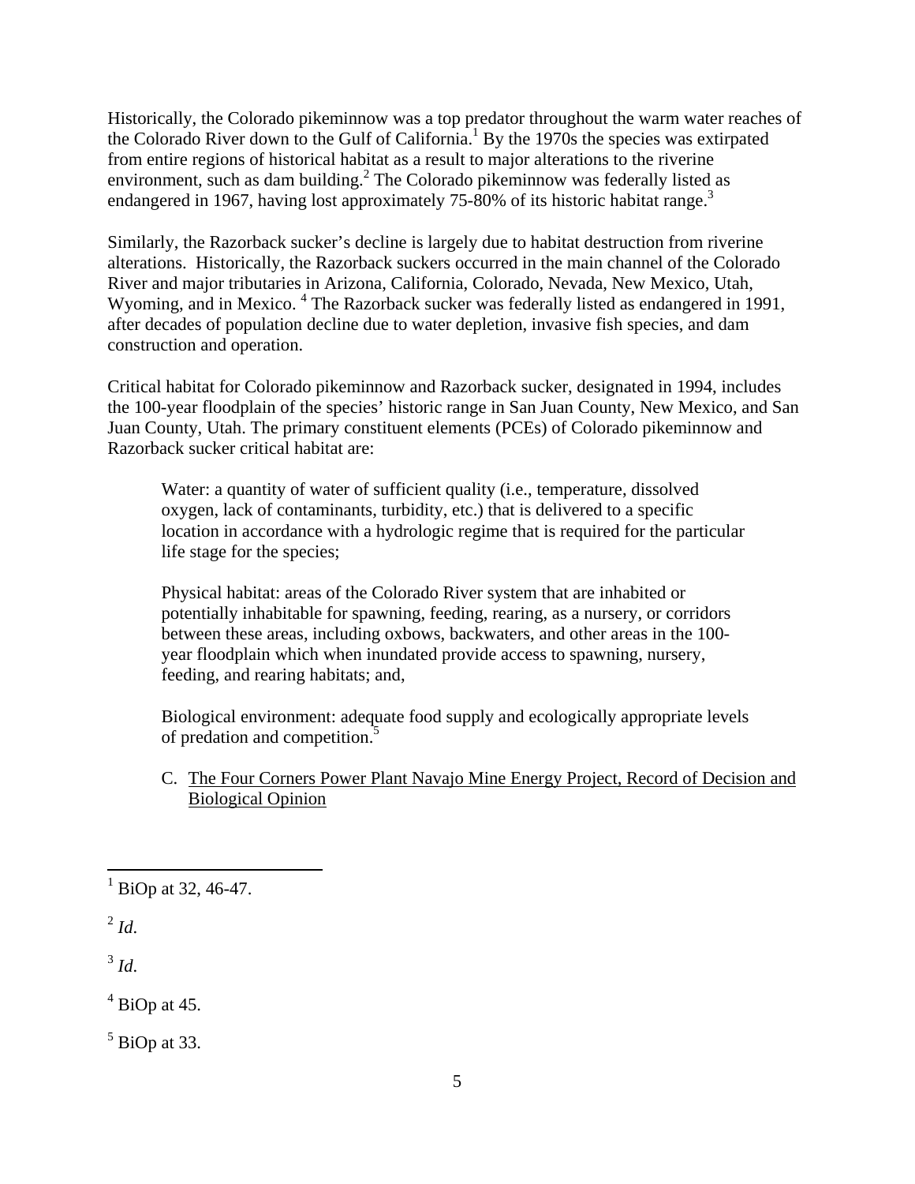Historically, the Colorado pikeminnow was a top predator throughout the warm water reaches of the Colorado River down to the Gulf of California.[1] By the 1970s the species was extirpated from entire regions of historical habitat as a result to major alterations to the riverine environment, such as dam building.[2] The Colorado pikeminnow was federally listed as endangered in 1967, having lost approximately 75-80% of its historic habitat range.[3]

Similarly, the Razorback sucker's decline is largely due to habitat destruction from riverine alterations. Historically, the Razorback suckers occurred in the main channel of the Colorado River and major tributaries in Arizona, California, Colorado, Nevada, New Mexico, Utah, Wyoming, and in Mexico.[4] The Razorback sucker was federally listed as endangered in 1991, after decades of population decline due to water depletion, invasive fish species, and dam construction and operation.

Critical habitat for Colorado pikeminnow and Razorback sucker, designated in 1994, includes the 100-year floodplain of the species' historic range in San Juan County, New Mexico, and San Juan County, Utah. The primary constituent elements (PCEs) of Colorado pikeminnow and Razorback sucker critical habitat are:

> Water: a quantity of water of sufficient quality (i.e., temperature, dissolved oxygen, lack of contaminants, turbidity, etc.) that is delivered to a specific location in accordance with a hydrologic regime that is required for the particular life stage for the species;
>
> Physical habitat: areas of the Colorado River system that are inhabited or potentially inhabitable for spawning, feeding, rearing, as a nursery, or corridors between these areas, including oxbows, backwaters, and other areas in the 100-year floodplain which when inundated provide access to spawning, nursery, feeding, and rearing habitats; and,
>
> Biological environment: adequate food supply and ecologically appropriate levels of predation and competition.[5]

C. <u>The Four Corners Power Plant Navajo Mine Energy Project, Record of Decision and Biological Opinion</u>

---

[1] BiOp at 32, 46-47.

[2] *Id.*

[3] *Id.*

[4] BiOp at 45.

[5] BiOp at 33.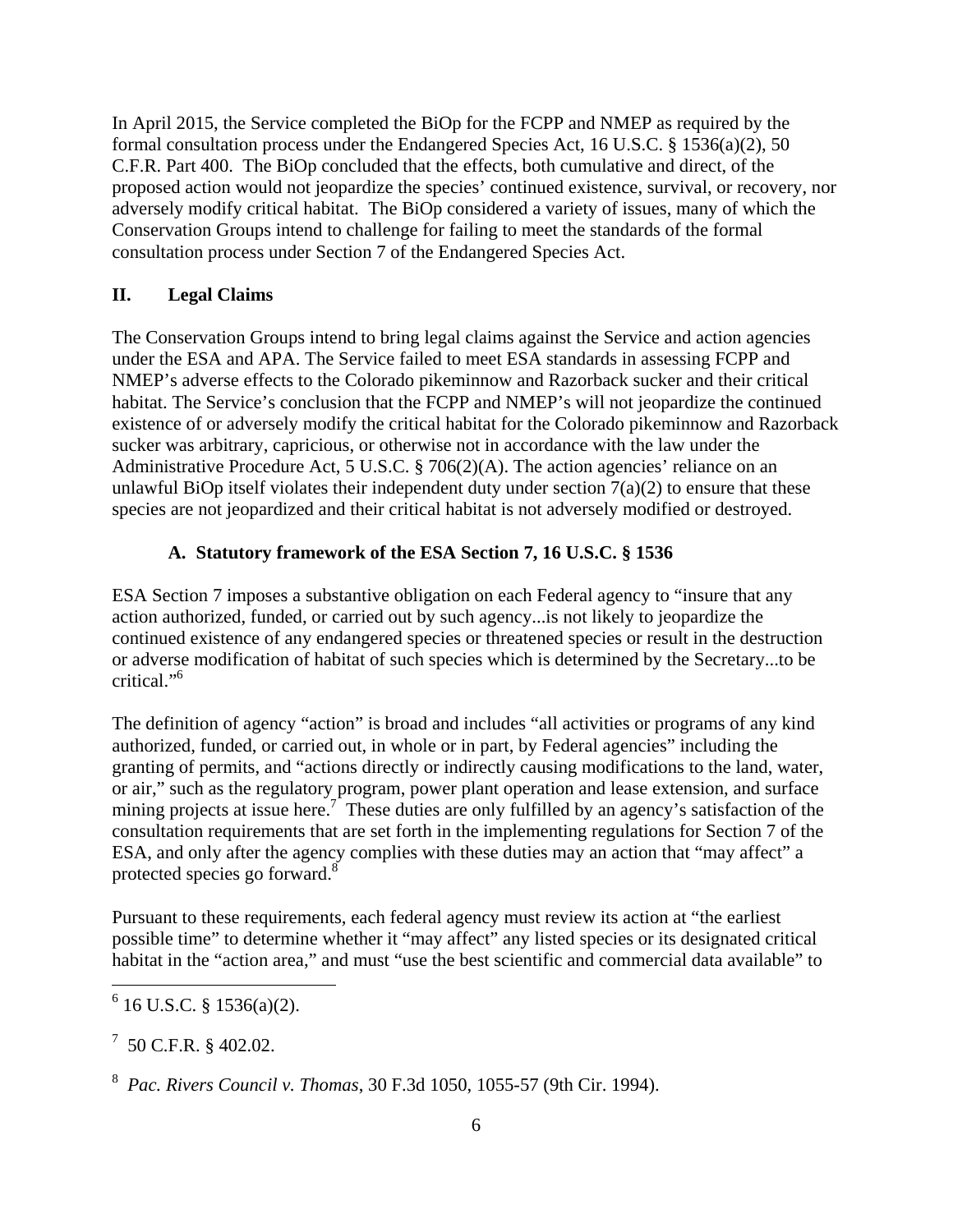In April 2015, the Service completed the BiOp for the FCPP and NMEP as required by the formal consultation process under the Endangered Species Act, 16 U.S.C. § 1536(a)(2), 50 C.F.R. Part 400. The BiOp concluded that the effects, both cumulative and direct, of the proposed action would not jeopardize the species' continued existence, survival, or recovery, nor adversely modify critical habitat. The BiOp considered a variety of issues, many of which the Conservation Groups intend to challenge for failing to meet the standards of the formal consultation process under Section 7 of the Endangered Species Act.

## II. Legal Claims

The Conservation Groups intend to bring legal claims against the Service and action agencies under the ESA and APA. The Service failed to meet ESA standards in assessing FCPP and NMEP's adverse effects to the Colorado pikeminnow and Razorback sucker and their critical habitat. The Service's conclusion that the FCPP and NMEP's will not jeopardize the continued existence of or adversely modify the critical habitat for the Colorado pikeminnow and Razorback sucker was arbitrary, capricious, or otherwise not in accordance with the law under the Administrative Procedure Act, 5 U.S.C. § 706(2)(A). The action agencies' reliance on an unlawful BiOp itself violates their independent duty under section 7(a)(2) to ensure that these species are not jeopardized and their critical habitat is not adversely modified or destroyed.

### A. Statutory framework of the ESA Section 7, 16 U.S.C. § 1536

ESA Section 7 imposes a substantive obligation on each Federal agency to "insure that any action authorized, funded, or carried out by such agency...is not likely to jeopardize the continued existence of any endangered species or threatened species or result in the destruction or adverse modification of habitat of such species which is determined by the Secretary...to be critical."[6]

The definition of agency "action" is broad and includes "all activities or programs of any kind authorized, funded, or carried out, in whole or in part, by Federal agencies" including the granting of permits, and "actions directly or indirectly causing modifications to the land, water, or air," such as the regulatory program, power plant operation and lease extension, and surface mining projects at issue here.[7] These duties are only fulfilled by an agency's satisfaction of the consultation requirements that are set forth in the implementing regulations for Section 7 of the ESA, and only after the agency complies with these duties may an action that "may affect" a protected species go forward.[8]

Pursuant to these requirements, each federal agency must review its action at "the earliest possible time" to determine whether it "may affect" any listed species or its designated critical habitat in the "action area," and must "use the best scientific and commercial data available" to

---

[6] 16 U.S.C. § 1536(a)(2).

[7] 50 C.F.R. § 402.02.

[8] *Pac. Rivers Council v. Thomas*, 30 F.3d 1050, 1055-57 (9th Cir. 1994).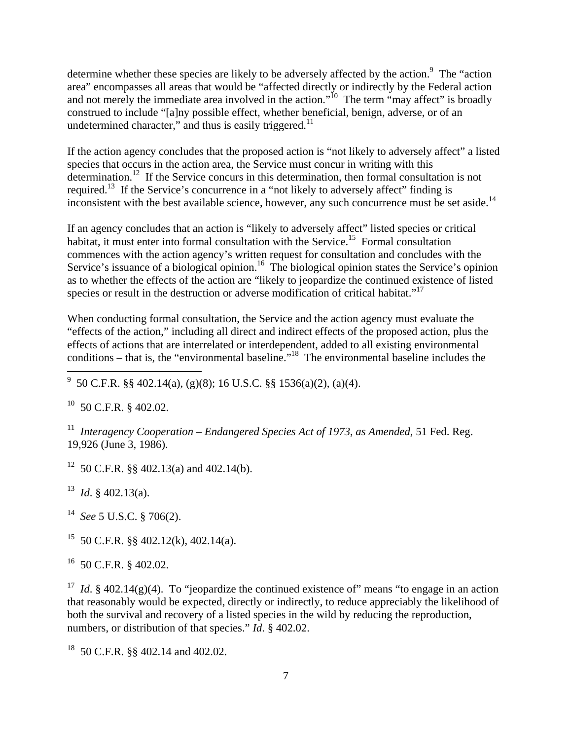determine whether these species are likely to be adversely affected by the action.[9] The "action area" encompasses all areas that would be "affected directly or indirectly by the Federal action and not merely the immediate area involved in the action."[10] The term "may affect" is broadly construed to include "[a]ny possible effect, whether beneficial, benign, adverse, or of an undetermined character," and thus is easily triggered.[11]

If the action agency concludes that the proposed action is "not likely to adversely affect" a listed species that occurs in the action area, the Service must concur in writing with this determination.[12] If the Service concurs in this determination, then formal consultation is not required.[13] If the Service's concurrence in a "not likely to adversely affect" finding is inconsistent with the best available science, however, any such concurrence must be set aside.[14]

If an agency concludes that an action is "likely to adversely affect" listed species or critical habitat, it must enter into formal consultation with the Service.[15] Formal consultation commences with the action agency's written request for consultation and concludes with the Service's issuance of a biological opinion.[16] The biological opinion states the Service's opinion as to whether the effects of the action are "likely to jeopardize the continued existence of listed species or result in the destruction or adverse modification of critical habitat."[17]

When conducting formal consultation, the Service and the action agency must evaluate the "effects of the action," including all direct and indirect effects of the proposed action, plus the effects of actions that are interrelated or interdependent, added to all existing environmental conditions – that is, the "environmental baseline."[18] The environmental baseline includes the

---

[9] 50 C.F.R. §§ 402.14(a), (g)(8); 16 U.S.C. §§ 1536(a)(2), (a)(4).

[10] 50 C.F.R. § 402.02.

[11] *Interagency Cooperation – Endangered Species Act of 1973, as Amended*, 51 Fed. Reg. 19,926 (June 3, 1986).

[12] 50 C.F.R. §§ 402.13(a) and 402.14(b).

[13] *Id.* § 402.13(a).

[14] *See* 5 U.S.C. § 706(2).

[15] 50 C.F.R. §§ 402.12(k), 402.14(a).

[16] 50 C.F.R. § 402.02.

[17] *Id.* § 402.14(g)(4). To "jeopardize the continued existence of" means "to engage in an action that reasonably would be expected, directly or indirectly, to reduce appreciably the likelihood of both the survival and recovery of a listed species in the wild by reducing the reproduction, numbers, or distribution of that species." *Id.* § 402.02.

[18] 50 C.F.R. §§ 402.14 and 402.02.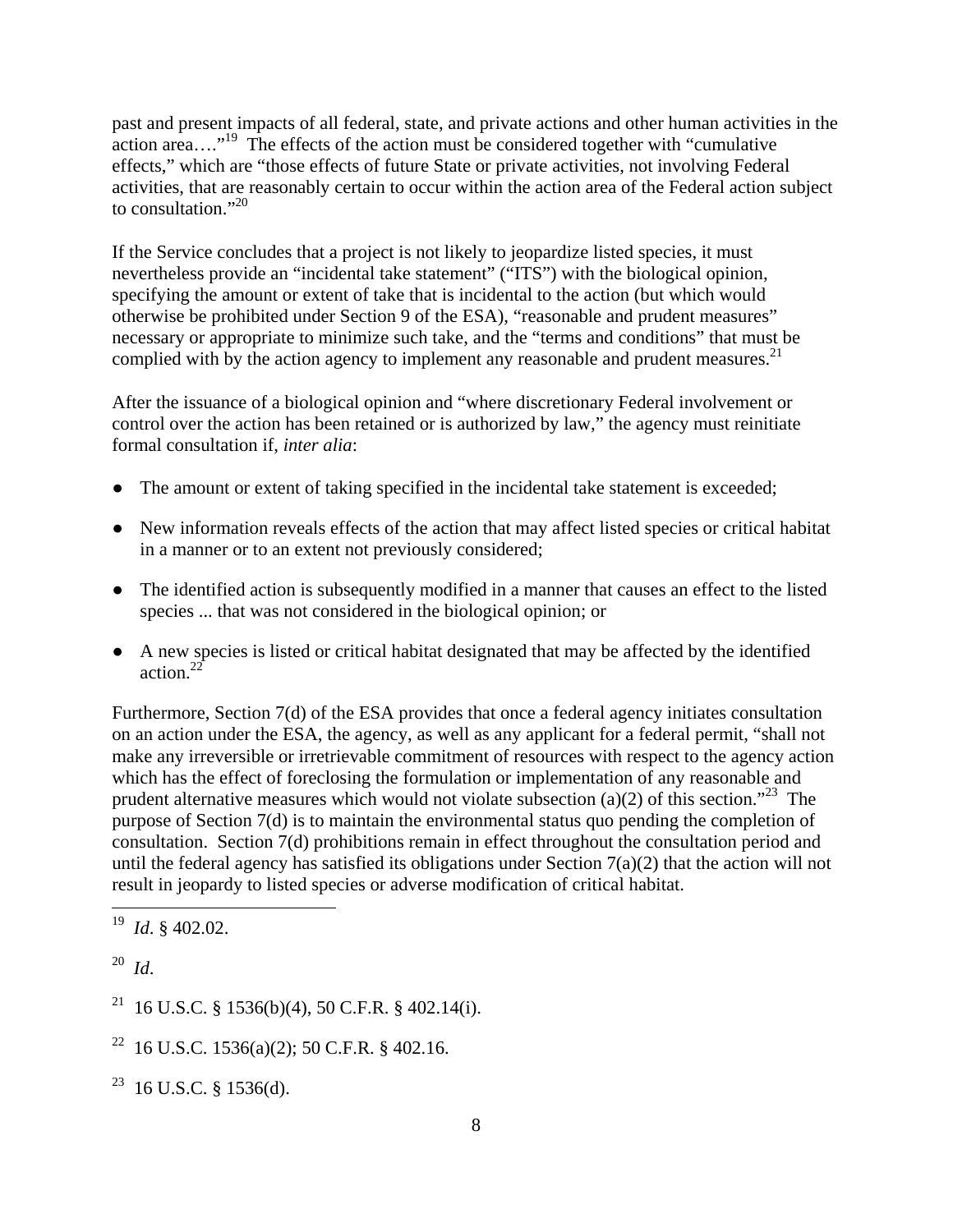past and present impacts of all federal, state, and private actions and other human activities in the action area…."[19] The effects of the action must be considered together with "cumulative effects," which are "those effects of future State or private activities, not involving Federal activities, that are reasonably certain to occur within the action area of the Federal action subject to consultation."[20]

If the Service concludes that a project is not likely to jeopardize listed species, it must nevertheless provide an "incidental take statement" ("ITS") with the biological opinion, specifying the amount or extent of take that is incidental to the action (but which would otherwise be prohibited under Section 9 of the ESA), "reasonable and prudent measures" necessary or appropriate to minimize such take, and the "terms and conditions" that must be complied with by the action agency to implement any reasonable and prudent measures.[21]

After the issuance of a biological opinion and "where discretionary Federal involvement or control over the action has been retained or is authorized by law," the agency must reinitiate formal consultation if, *inter alia*:

- The amount or extent of taking specified in the incidental take statement is exceeded;
- New information reveals effects of the action that may affect listed species or critical habitat in a manner or to an extent not previously considered;
- The identified action is subsequently modified in a manner that causes an effect to the listed species ... that was not considered in the biological opinion; or
- A new species is listed or critical habitat designated that may be affected by the identified action.[22]

Furthermore, Section 7(d) of the ESA provides that once a federal agency initiates consultation on an action under the ESA, the agency, as well as any applicant for a federal permit, "shall not make any irreversible or irretrievable commitment of resources with respect to the agency action which has the effect of foreclosing the formulation or implementation of any reasonable and prudent alternative measures which would not violate subsection (a)(2) of this section."[23] The purpose of Section 7(d) is to maintain the environmental status quo pending the completion of consultation. Section 7(d) prohibitions remain in effect throughout the consultation period and until the federal agency has satisfied its obligations under Section 7(a)(2) that the action will not result in jeopardy to listed species or adverse modification of critical habitat.

---

[19] *Id*. § 402.02.

[20] *Id*.

[21] 16 U.S.C. § 1536(b)(4), 50 C.F.R. § 402.14(i).

[22] 16 U.S.C. 1536(a)(2); 50 C.F.R. § 402.16.

[23] 16 U.S.C. § 1536(d).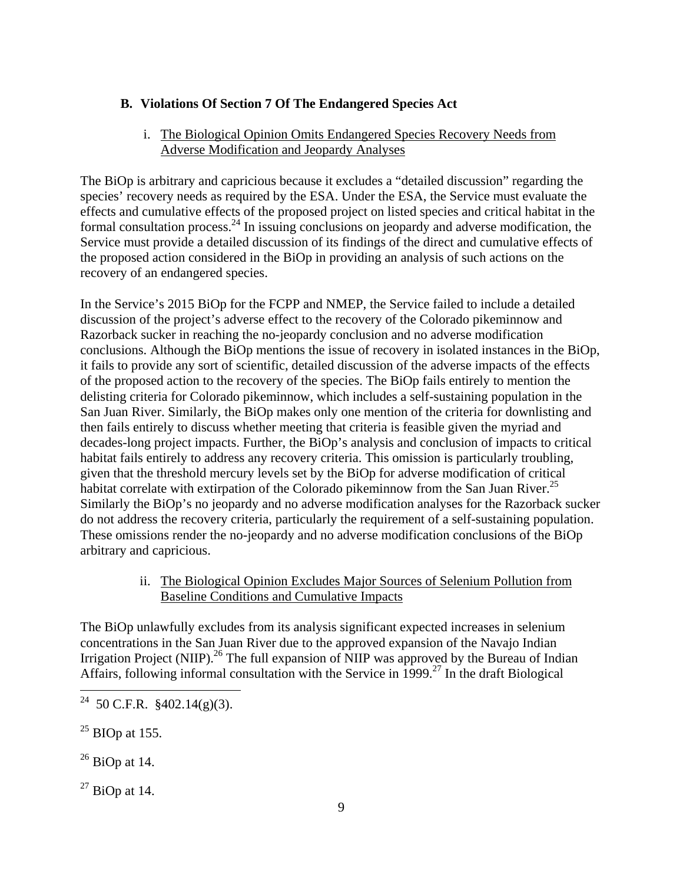## B. Violations Of Section 7 Of The Endangered Species Act

### i. The Biological Opinion Omits Endangered Species Recovery Needs from Adverse Modification and Jeopardy Analyses

The BiOp is arbitrary and capricious because it excludes a "detailed discussion" regarding the species' recovery needs as required by the ESA. Under the ESA, the Service must evaluate the effects and cumulative effects of the proposed project on listed species and critical habitat in the formal consultation process.[24] In issuing conclusions on jeopardy and adverse modification, the Service must provide a detailed discussion of its findings of the direct and cumulative effects of the proposed action considered in the BiOp in providing an analysis of such actions on the recovery of an endangered species.

In the Service's 2015 BiOp for the FCPP and NMEP, the Service failed to include a detailed discussion of the project's adverse effect to the recovery of the Colorado pikeminnow and Razorback sucker in reaching the no-jeopardy conclusion and no adverse modification conclusions. Although the BiOp mentions the issue of recovery in isolated instances in the BiOp, it fails to provide any sort of scientific, detailed discussion of the adverse impacts of the effects of the proposed action to the recovery of the species. The BiOp fails entirely to mention the delisting criteria for Colorado pikeminnow, which includes a self-sustaining population in the San Juan River. Similarly, the BiOp makes only one mention of the criteria for downlisting and then fails entirely to discuss whether meeting that criteria is feasible given the myriad and decades-long project impacts. Further, the BiOp's analysis and conclusion of impacts to critical habitat fails entirely to address any recovery criteria. This omission is particularly troubling, given that the threshold mercury levels set by the BiOp for adverse modification of critical habitat correlate with extirpation of the Colorado pikeminnow from the San Juan River.[25] Similarly the BiOp's no jeopardy and no adverse modification analyses for the Razorback sucker do not address the recovery criteria, particularly the requirement of a self-sustaining population. These omissions render the no-jeopardy and no adverse modification conclusions of the BiOp arbitrary and capricious.

### ii. The Biological Opinion Excludes Major Sources of Selenium Pollution from Baseline Conditions and Cumulative Impacts

The BiOp unlawfully excludes from its analysis significant expected increases in selenium concentrations in the San Juan River due to the approved expansion of the Navajo Indian Irrigation Project (NIIP).[26] The full expansion of NIIP was approved by the Bureau of Indian Affairs, following informal consultation with the Service in 1999.[27] In the draft Biological

---

[24] 50 C.F.R. §402.14(g)(3).

[25] BIOp at 155.

[26] BiOp at 14.

[27] BiOp at 14.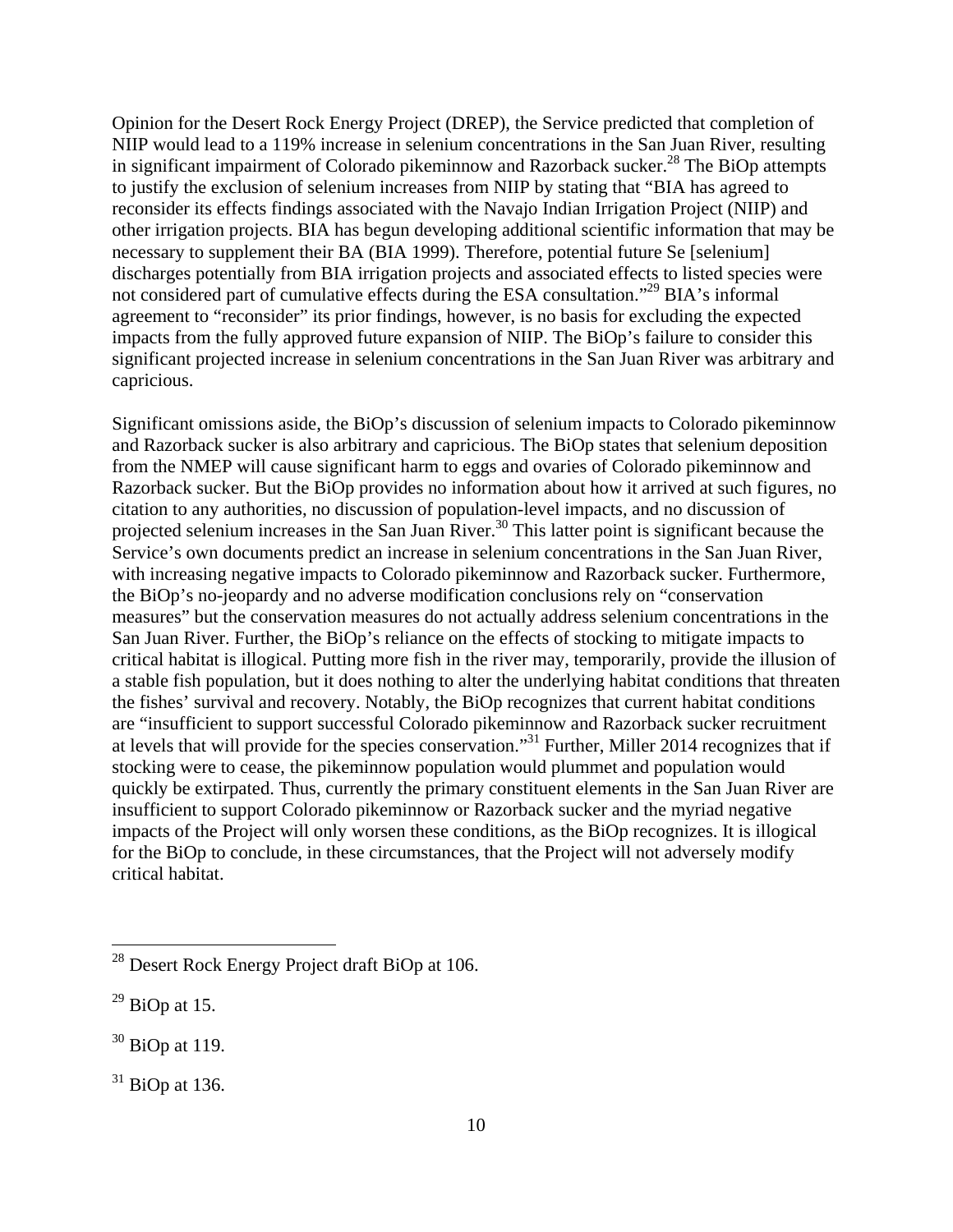Opinion for the Desert Rock Energy Project (DREP), the Service predicted that completion of NIIP would lead to a 119% increase in selenium concentrations in the San Juan River, resulting in significant impairment of Colorado pikeminnow and Razorback sucker.[28] The BiOp attempts to justify the exclusion of selenium increases from NIIP by stating that "BIA has agreed to reconsider its effects findings associated with the Navajo Indian Irrigation Project (NIIP) and other irrigation projects. BIA has begun developing additional scientific information that may be necessary to supplement their BA (BIA 1999). Therefore, potential future Se [selenium] discharges potentially from BIA irrigation projects and associated effects to listed species were not considered part of cumulative effects during the ESA consultation."[29] BIA's informal agreement to "reconsider" its prior findings, however, is no basis for excluding the expected impacts from the fully approved future expansion of NIIP. The BiOp's failure to consider this significant projected increase in selenium concentrations in the San Juan River was arbitrary and capricious.

Significant omissions aside, the BiOp's discussion of selenium impacts to Colorado pikeminnow and Razorback sucker is also arbitrary and capricious. The BiOp states that selenium deposition from the NMEP will cause significant harm to eggs and ovaries of Colorado pikeminnow and Razorback sucker. But the BiOp provides no information about how it arrived at such figures, no citation to any authorities, no discussion of population-level impacts, and no discussion of projected selenium increases in the San Juan River.[30] This latter point is significant because the Service's own documents predict an increase in selenium concentrations in the San Juan River, with increasing negative impacts to Colorado pikeminnow and Razorback sucker. Furthermore, the BiOp's no-jeopardy and no adverse modification conclusions rely on "conservation measures" but the conservation measures do not actually address selenium concentrations in the San Juan River. Further, the BiOp's reliance on the effects of stocking to mitigate impacts to critical habitat is illogical. Putting more fish in the river may, temporarily, provide the illusion of a stable fish population, but it does nothing to alter the underlying habitat conditions that threaten the fishes' survival and recovery. Notably, the BiOp recognizes that current habitat conditions are "insufficient to support successful Colorado pikeminnow and Razorback sucker recruitment at levels that will provide for the species conservation."[31] Further, Miller 2014 recognizes that if stocking were to cease, the pikeminnow population would plummet and population would quickly be extirpated. Thus, currently the primary constituent elements in the San Juan River are insufficient to support Colorado pikeminnow or Razorback sucker and the myriad negative impacts of the Project will only worsen these conditions, as the BiOp recognizes. It is illogical for the BiOp to conclude, in these circumstances, that the Project will not adversely modify critical habitat.

---

[28] Desert Rock Energy Project draft BiOp at 106.

[29] BiOp at 15.

[30] BiOp at 119.

[31] BiOp at 136.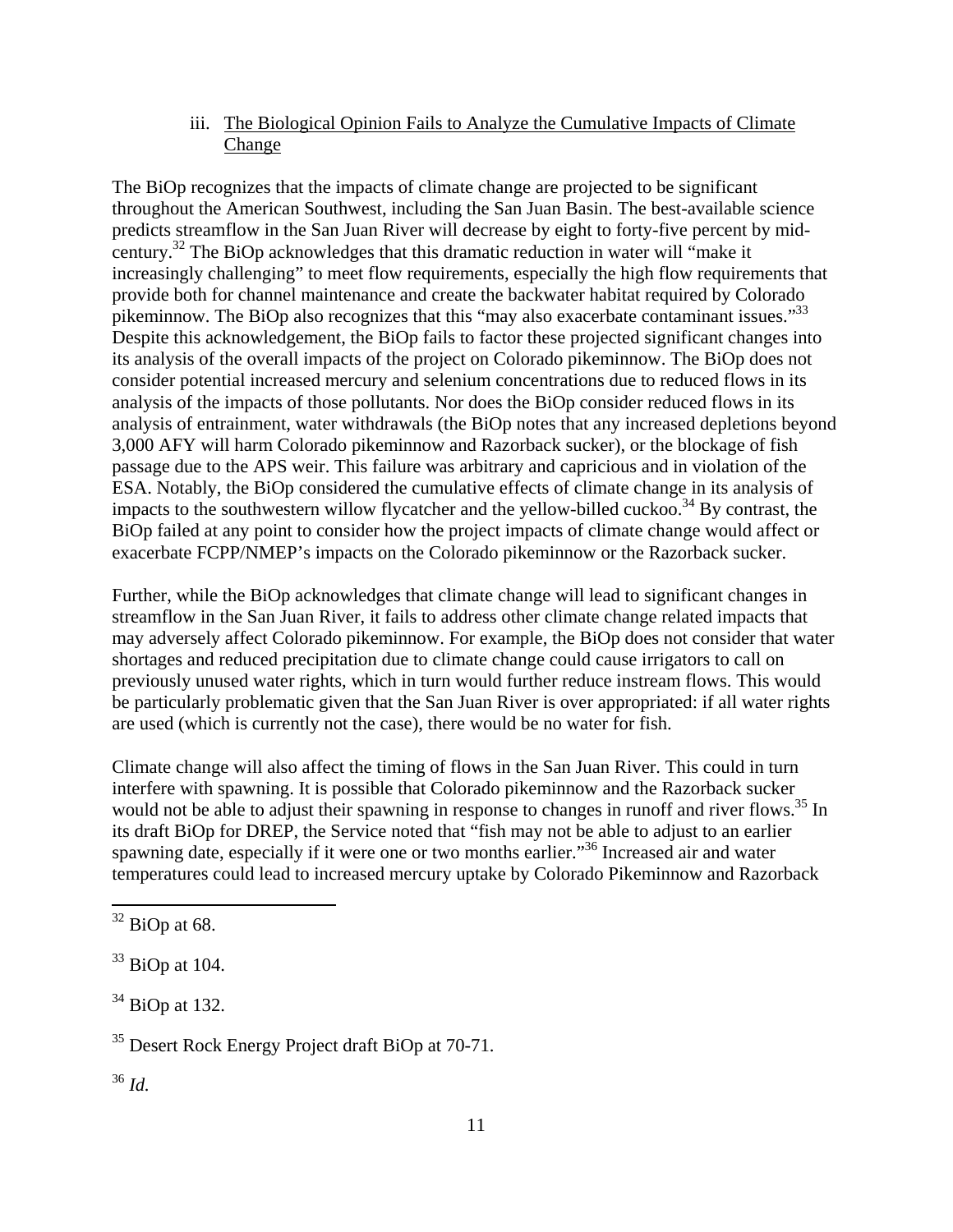### iii. <u>The Biological Opinion Fails to Analyze the Cumulative Impacts of Climate Change</u>

The BiOp recognizes that the impacts of climate change are projected to be significant throughout the American Southwest, including the San Juan Basin. The best-available science predicts streamflow in the San Juan River will decrease by eight to forty-five percent by mid-century.[32] The BiOp acknowledges that this dramatic reduction in water will "make it increasingly challenging" to meet flow requirements, especially the high flow requirements that provide both for channel maintenance and create the backwater habitat required by Colorado pikeminnow. The BiOp also recognizes that this "may also exacerbate contaminant issues."[33] Despite this acknowledgement, the BiOp fails to factor these projected significant changes into its analysis of the overall impacts of the project on Colorado pikeminnow. The BiOp does not consider potential increased mercury and selenium concentrations due to reduced flows in its analysis of the impacts of those pollutants. Nor does the BiOp consider reduced flows in its analysis of entrainment, water withdrawals (the BiOp notes that any increased depletions beyond 3,000 AFY will harm Colorado pikeminnow and Razorback sucker), or the blockage of fish passage due to the APS weir. This failure was arbitrary and capricious and in violation of the ESA. Notably, the BiOp considered the cumulative effects of climate change in its analysis of impacts to the southwestern willow flycatcher and the yellow-billed cuckoo.[34] By contrast, the BiOp failed at any point to consider how the project impacts of climate change would affect or exacerbate FCPP/NMEP's impacts on the Colorado pikeminnow or the Razorback sucker.

Further, while the BiOp acknowledges that climate change will lead to significant changes in streamflow in the San Juan River, it fails to address other climate change related impacts that may adversely affect Colorado pikeminnow. For example, the BiOp does not consider that water shortages and reduced precipitation due to climate change could cause irrigators to call on previously unused water rights, which in turn would further reduce instream flows. This would be particularly problematic given that the San Juan River is over appropriated: if all water rights are used (which is currently not the case), there would be no water for fish.

Climate change will also affect the timing of flows in the San Juan River. This could in turn interfere with spawning. It is possible that Colorado pikeminnow and the Razorback sucker would not be able to adjust their spawning in response to changes in runoff and river flows.[35] In its draft BiOp for DREP, the Service noted that "fish may not be able to adjust to an earlier spawning date, especially if it were one or two months earlier."[36] Increased air and water temperatures could lead to increased mercury uptake by Colorado Pikeminnow and Razorback

---

[32] BiOp at 68.

[33] BiOp at 104.

[34] BiOp at 132.

[35] Desert Rock Energy Project draft BiOp at 70-71.

[36] *Id.*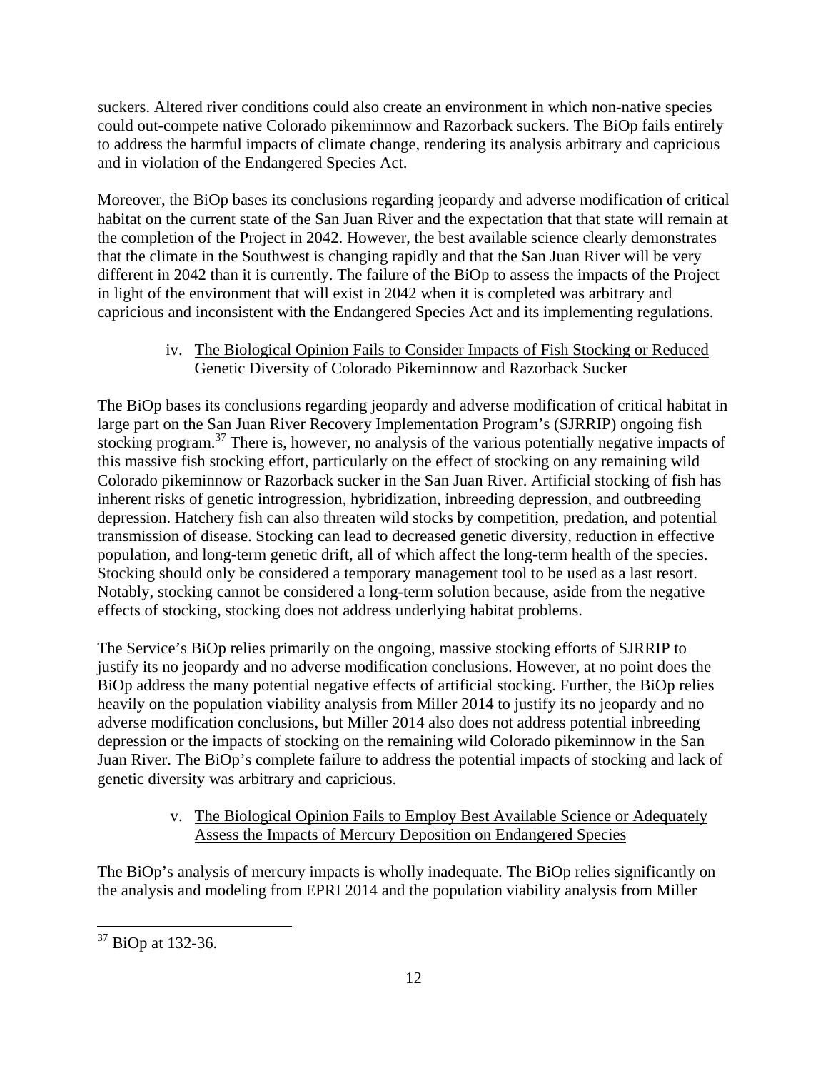suckers. Altered river conditions could also create an environment in which non-native species could out-compete native Colorado pikeminnow and Razorback suckers. The BiOp fails entirely to address the harmful impacts of climate change, rendering its analysis arbitrary and capricious and in violation of the Endangered Species Act.

Moreover, the BiOp bases its conclusions regarding jeopardy and adverse modification of critical habitat on the current state of the San Juan River and the expectation that that state will remain at the completion of the Project in 2042. However, the best available science clearly demonstrates that the climate in the Southwest is changing rapidly and that the San Juan River will be very different in 2042 than it is currently. The failure of the BiOp to assess the impacts of the Project in light of the environment that will exist in 2042 when it is completed was arbitrary and capricious and inconsistent with the Endangered Species Act and its implementing regulations.

#### iv. The Biological Opinion Fails to Consider Impacts of Fish Stocking or Reduced Genetic Diversity of Colorado Pikeminnow and Razorback Sucker

The BiOp bases its conclusions regarding jeopardy and adverse modification of critical habitat in large part on the San Juan River Recovery Implementation Program's (SJRRIP) ongoing fish stocking program.[37] There is, however, no analysis of the various potentially negative impacts of this massive fish stocking effort, particularly on the effect of stocking on any remaining wild Colorado pikeminnow or Razorback sucker in the San Juan River. Artificial stocking of fish has inherent risks of genetic introgression, hybridization, inbreeding depression, and outbreeding depression. Hatchery fish can also threaten wild stocks by competition, predation, and potential transmission of disease. Stocking can lead to decreased genetic diversity, reduction in effective population, and long-term genetic drift, all of which affect the long-term health of the species. Stocking should only be considered a temporary management tool to be used as a last resort. Notably, stocking cannot be considered a long-term solution because, aside from the negative effects of stocking, stocking does not address underlying habitat problems.

The Service's BiOp relies primarily on the ongoing, massive stocking efforts of SJRRIP to justify its no jeopardy and no adverse modification conclusions. However, at no point does the BiOp address the many potential negative effects of artificial stocking. Further, the BiOp relies heavily on the population viability analysis from Miller 2014 to justify its no jeopardy and no adverse modification conclusions, but Miller 2014 also does not address potential inbreeding depression or the impacts of stocking on the remaining wild Colorado pikeminnow in the San Juan River. The BiOp's complete failure to address the potential impacts of stocking and lack of genetic diversity was arbitrary and capricious.

#### v. The Biological Opinion Fails to Employ Best Available Science or Adequately Assess the Impacts of Mercury Deposition on Endangered Species

The BiOp's analysis of mercury impacts is wholly inadequate. The BiOp relies significantly on the analysis and modeling from EPRI 2014 and the population viability analysis from Miller

---

[37] BiOp at 132-36.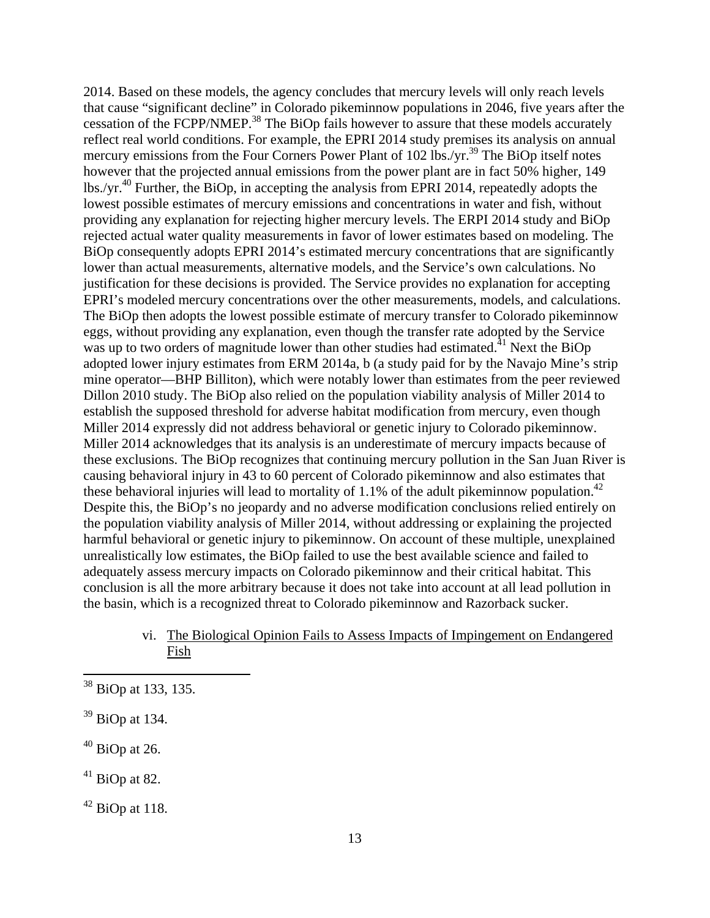2014. Based on these models, the agency concludes that mercury levels will only reach levels that cause "significant decline" in Colorado pikeminnow populations in 2046, five years after the cessation of the FCPP/NMEP.[38] The BiOp fails however to assure that these models accurately reflect real world conditions. For example, the EPRI 2014 study premises its analysis on annual mercury emissions from the Four Corners Power Plant of 102 lbs./yr.[39] The BiOp itself notes however that the projected annual emissions from the power plant are in fact 50% higher, 149 lbs./yr.[40] Further, the BiOp, in accepting the analysis from EPRI 2014, repeatedly adopts the lowest possible estimates of mercury emissions and concentrations in water and fish, without providing any explanation for rejecting higher mercury levels. The ERPI 2014 study and BiOp rejected actual water quality measurements in favor of lower estimates based on modeling. The BiOp consequently adopts EPRI 2014's estimated mercury concentrations that are significantly lower than actual measurements, alternative models, and the Service's own calculations. No justification for these decisions is provided. The Service provides no explanation for accepting EPRI's modeled mercury concentrations over the other measurements, models, and calculations. The BiOp then adopts the lowest possible estimate of mercury transfer to Colorado pikeminnow eggs, without providing any explanation, even though the transfer rate adopted by the Service was up to two orders of magnitude lower than other studies had estimated.[41] Next the BiOp adopted lower injury estimates from ERM 2014a, b (a study paid for by the Navajo Mine's strip mine operator—BHP Billiton), which were notably lower than estimates from the peer reviewed Dillon 2010 study. The BiOp also relied on the population viability analysis of Miller 2014 to establish the supposed threshold for adverse habitat modification from mercury, even though Miller 2014 expressly did not address behavioral or genetic injury to Colorado pikeminnow. Miller 2014 acknowledges that its analysis is an underestimate of mercury impacts because of these exclusions. The BiOp recognizes that continuing mercury pollution in the San Juan River is causing behavioral injury in 43 to 60 percent of Colorado pikeminnow and also estimates that these behavioral injuries will lead to mortality of 1.1% of the adult pikeminnow population.[42] Despite this, the BiOp's no jeopardy and no adverse modification conclusions relied entirely on the population viability analysis of Miller 2014, without addressing or explaining the projected harmful behavioral or genetic injury to pikeminnow. On account of these multiple, unexplained unrealistically low estimates, the BiOp failed to use the best available science and failed to adequately assess mercury impacts on Colorado pikeminnow and their critical habitat. This conclusion is all the more arbitrary because it does not take into account at all lead pollution in the basin, which is a recognized threat to Colorado pikeminnow and Razorback sucker.

vi. The Biological Opinion Fails to Assess Impacts of Impingement on Endangered Fish

---

[38] BiOp at 133, 135.

[39] BiOp at 134.

[40] BiOp at 26.

[41] BiOp at 82.

[42] BiOp at 118.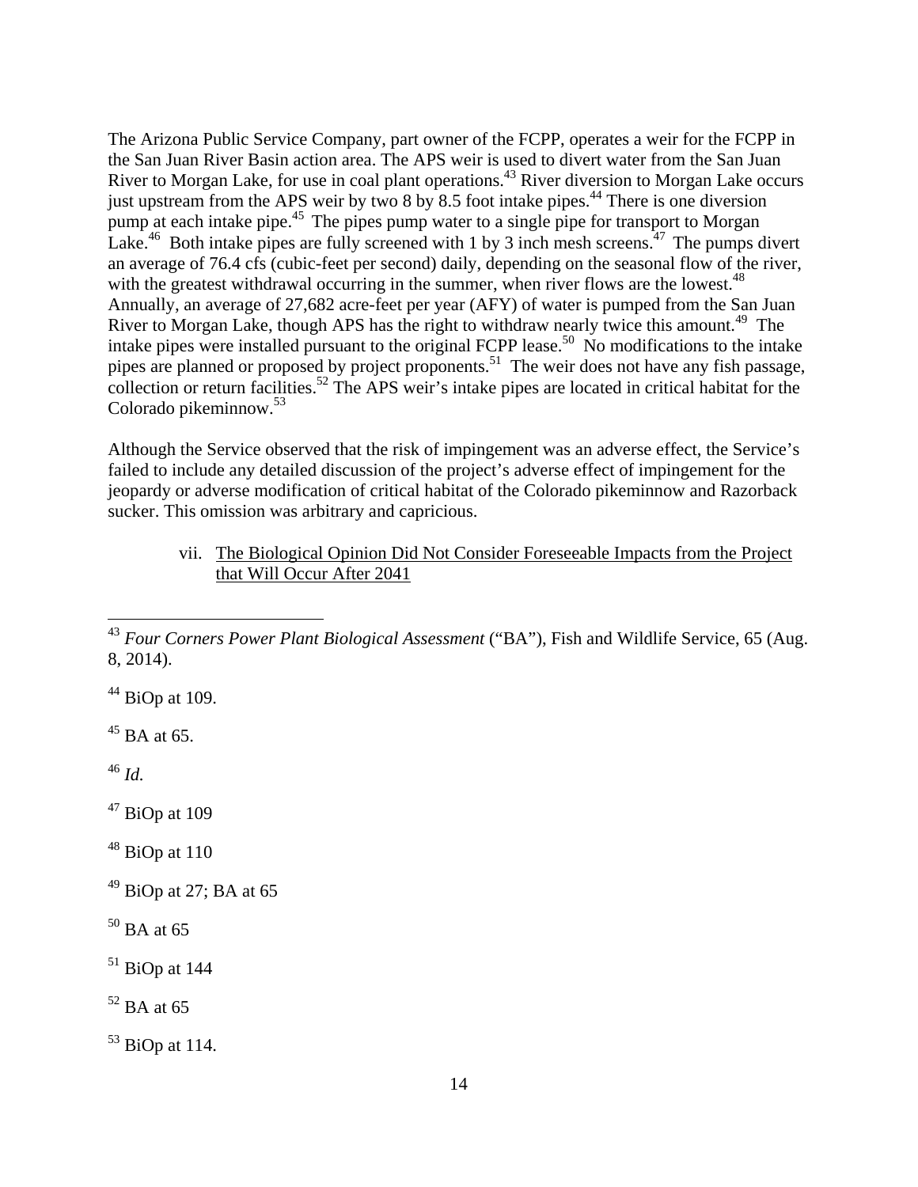The Arizona Public Service Company, part owner of the FCPP, operates a weir for the FCPP in the San Juan River Basin action area. The APS weir is used to divert water from the San Juan River to Morgan Lake, for use in coal plant operations.[43] River diversion to Morgan Lake occurs just upstream from the APS weir by two 8 by 8.5 foot intake pipes.[44] There is one diversion pump at each intake pipe.[45] The pipes pump water to a single pipe for transport to Morgan Lake.[46] Both intake pipes are fully screened with 1 by 3 inch mesh screens.[47] The pumps divert an average of 76.4 cfs (cubic-feet per second) daily, depending on the seasonal flow of the river, with the greatest withdrawal occurring in the summer, when river flows are the lowest.[48] Annually, an average of 27,682 acre-feet per year (AFY) of water is pumped from the San Juan River to Morgan Lake, though APS has the right to withdraw nearly twice this amount.[49] The intake pipes were installed pursuant to the original FCPP lease.[50] No modifications to the intake pipes are planned or proposed by project proponents.[51] The weir does not have any fish passage, collection or return facilities.[52] The APS weir's intake pipes are located in critical habitat for the Colorado pikeminnow.[53]

Although the Service observed that the risk of impingement was an adverse effect, the Service's failed to include any detailed discussion of the project's adverse effect of impingement for the jeopardy or adverse modification of critical habitat of the Colorado pikeminnow and Razorback sucker. This omission was arbitrary and capricious.

vii. <u>The Biological Opinion Did Not Consider Foreseeable Impacts from the Project that Will Occur After 2041</u>

---

[43] *Four Corners Power Plant Biological Assessment* ("BA"), Fish and Wildlife Service, 65 (Aug. 8, 2014).

[44] BiOp at 109.

[45] BA at 65.

[46] *Id.*

[47] BiOp at 109

[48] BiOp at 110

[49] BiOp at 27; BA at 65

[50] BA at 65

[51] BiOp at 144

[52] BA at 65

[53] BiOp at 114.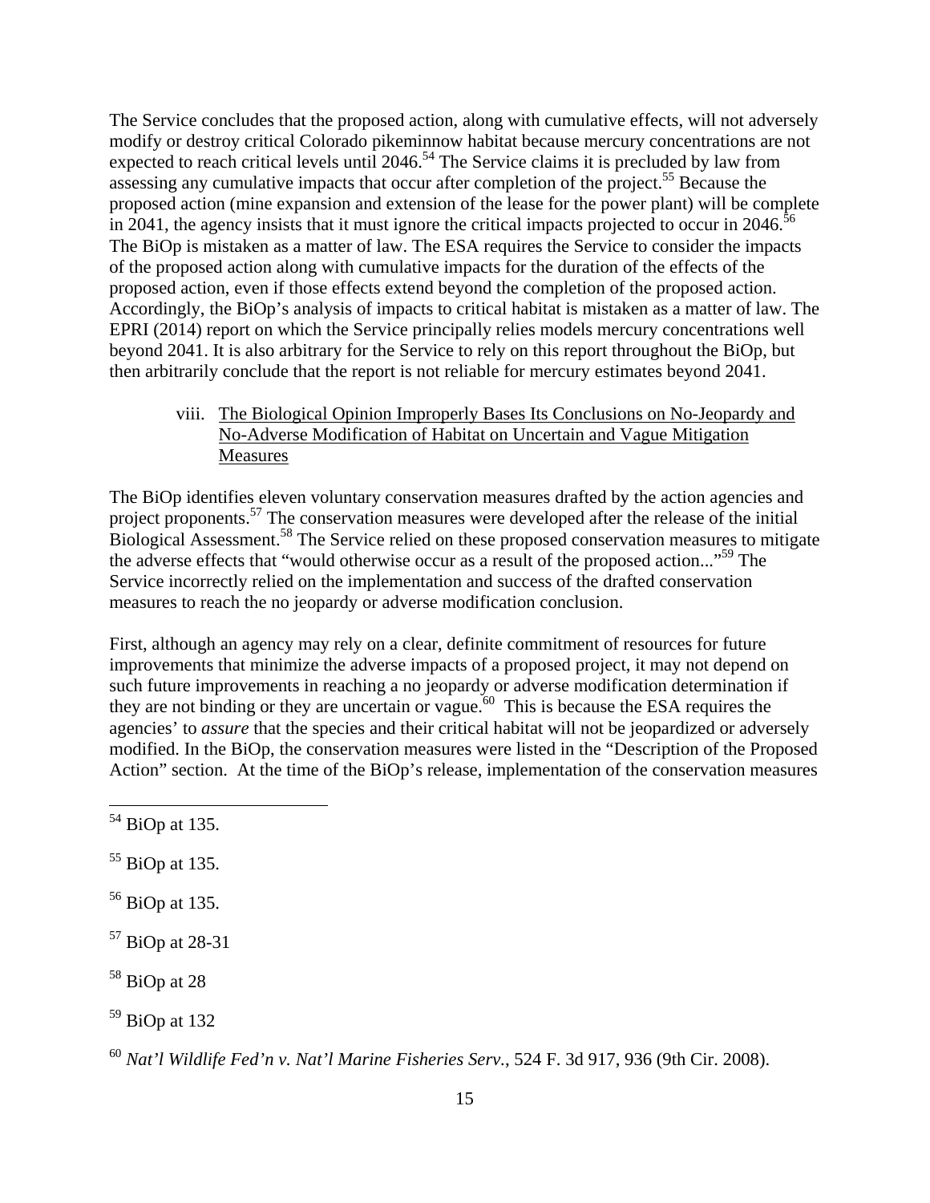The Service concludes that the proposed action, along with cumulative effects, will not adversely modify or destroy critical Colorado pikeminnow habitat because mercury concentrations are not expected to reach critical levels until 2046.[54] The Service claims it is precluded by law from assessing any cumulative impacts that occur after completion of the project.[55] Because the proposed action (mine expansion and extension of the lease for the power plant) will be complete in 2041, the agency insists that it must ignore the critical impacts projected to occur in 2046.[56] The BiOp is mistaken as a matter of law. The ESA requires the Service to consider the impacts of the proposed action along with cumulative impacts for the duration of the effects of the proposed action, even if those effects extend beyond the completion of the proposed action. Accordingly, the BiOp's analysis of impacts to critical habitat is mistaken as a matter of law. The EPRI (2014) report on which the Service principally relies models mercury concentrations well beyond 2041. It is also arbitrary for the Service to rely on this report throughout the BiOp, but then arbitrarily conclude that the report is not reliable for mercury estimates beyond 2041.

viii. <u>The Biological Opinion Improperly Bases Its Conclusions on No-Jeopardy and No-Adverse Modification of Habitat on Uncertain and Vague Mitigation Measures</u>

The BiOp identifies eleven voluntary conservation measures drafted by the action agencies and project proponents.[57] The conservation measures were developed after the release of the initial Biological Assessment.[58] The Service relied on these proposed conservation measures to mitigate the adverse effects that "would otherwise occur as a result of the proposed action..."[59] The Service incorrectly relied on the implementation and success of the drafted conservation measures to reach the no jeopardy or adverse modification conclusion.

First, although an agency may rely on a clear, definite commitment of resources for future improvements that minimize the adverse impacts of a proposed project, it may not depend on such future improvements in reaching a no jeopardy or adverse modification determination if they are not binding or they are uncertain or vague.[60] This is because the ESA requires the agencies' to *assure* that the species and their critical habitat will not be jeopardized or adversely modified. In the BiOp, the conservation measures were listed in the "Description of the Proposed Action" section. At the time of the BiOp's release, implementation of the conservation measures

---

[54] BiOp at 135.

[55] BiOp at 135.

[56] BiOp at 135.

[57] BiOp at 28-31

[58] BiOp at 28

[59] BiOp at 132

[60] *Nat'l Wildlife Fed'n v. Nat'l Marine Fisheries Serv*., 524 F. 3d 917, 936 (9th Cir. 2008).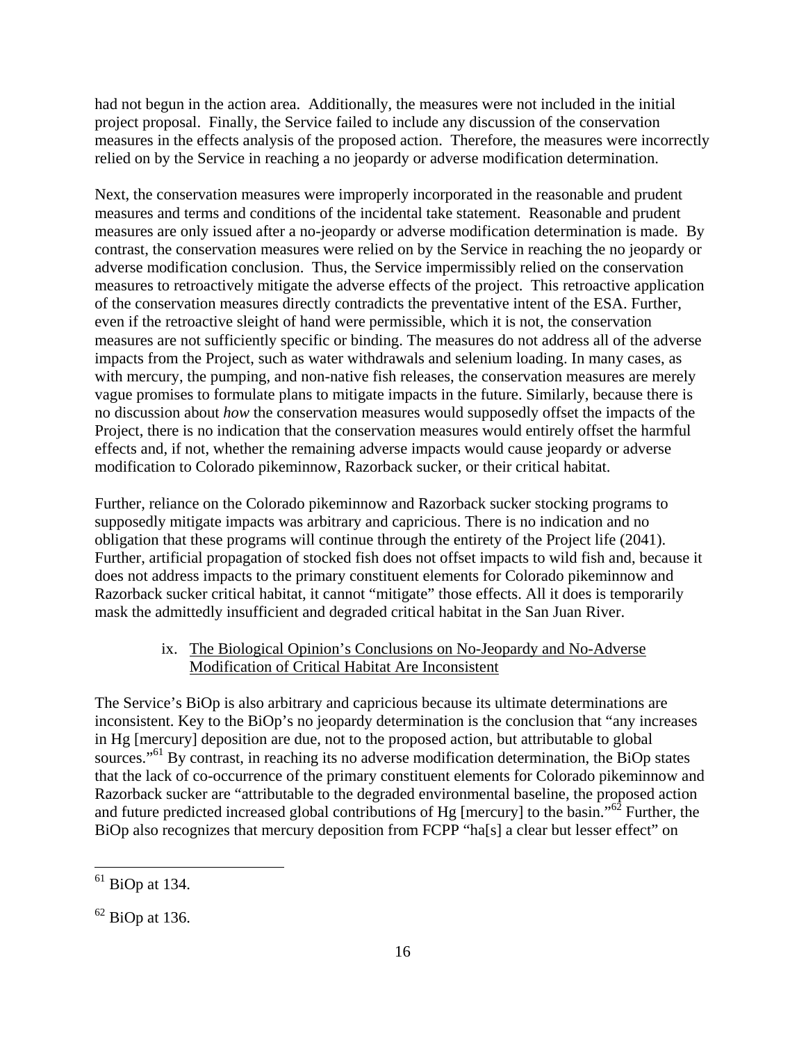had not begun in the action area. Additionally, the measures were not included in the initial project proposal. Finally, the Service failed to include any discussion of the conservation measures in the effects analysis of the proposed action. Therefore, the measures were incorrectly relied on by the Service in reaching a no jeopardy or adverse modification determination.

Next, the conservation measures were improperly incorporated in the reasonable and prudent measures and terms and conditions of the incidental take statement. Reasonable and prudent measures are only issued after a no-jeopardy or adverse modification determination is made. By contrast, the conservation measures were relied on by the Service in reaching the no jeopardy or adverse modification conclusion. Thus, the Service impermissibly relied on the conservation measures to retroactively mitigate the adverse effects of the project. This retroactive application of the conservation measures directly contradicts the preventative intent of the ESA. Further, even if the retroactive sleight of hand were permissible, which it is not, the conservation measures are not sufficiently specific or binding. The measures do not address all of the adverse impacts from the Project, such as water withdrawals and selenium loading. In many cases, as with mercury, the pumping, and non-native fish releases, the conservation measures are merely vague promises to formulate plans to mitigate impacts in the future. Similarly, because there is no discussion about *how* the conservation measures would supposedly offset the impacts of the Project, there is no indication that the conservation measures would entirely offset the harmful effects and, if not, whether the remaining adverse impacts would cause jeopardy or adverse modification to Colorado pikeminnow, Razorback sucker, or their critical habitat.

Further, reliance on the Colorado pikeminnow and Razorback sucker stocking programs to supposedly mitigate impacts was arbitrary and capricious. There is no indication and no obligation that these programs will continue through the entirety of the Project life (2041). Further, artificial propagation of stocked fish does not offset impacts to wild fish and, because it does not address impacts to the primary constituent elements for Colorado pikeminnow and Razorback sucker critical habitat, it cannot "mitigate" those effects. All it does is temporarily mask the admittedly insufficient and degraded critical habitat in the San Juan River.

#### ix. The Biological Opinion's Conclusions on No-Jeopardy and No-Adverse Modification of Critical Habitat Are Inconsistent

The Service's BiOp is also arbitrary and capricious because its ultimate determinations are inconsistent. Key to the BiOp's no jeopardy determination is the conclusion that "any increases in Hg [mercury] deposition are due, not to the proposed action, but attributable to global sources."[61] By contrast, in reaching its no adverse modification determination, the BiOp states that the lack of co-occurrence of the primary constituent elements for Colorado pikeminnow and Razorback sucker are "attributable to the degraded environmental baseline, the proposed action and future predicted increased global contributions of Hg [mercury] to the basin."[62] Further, the BiOp also recognizes that mercury deposition from FCPP "ha[s] a clear but lesser effect" on

---

[61] BiOp at 134.

[62] BiOp at 136.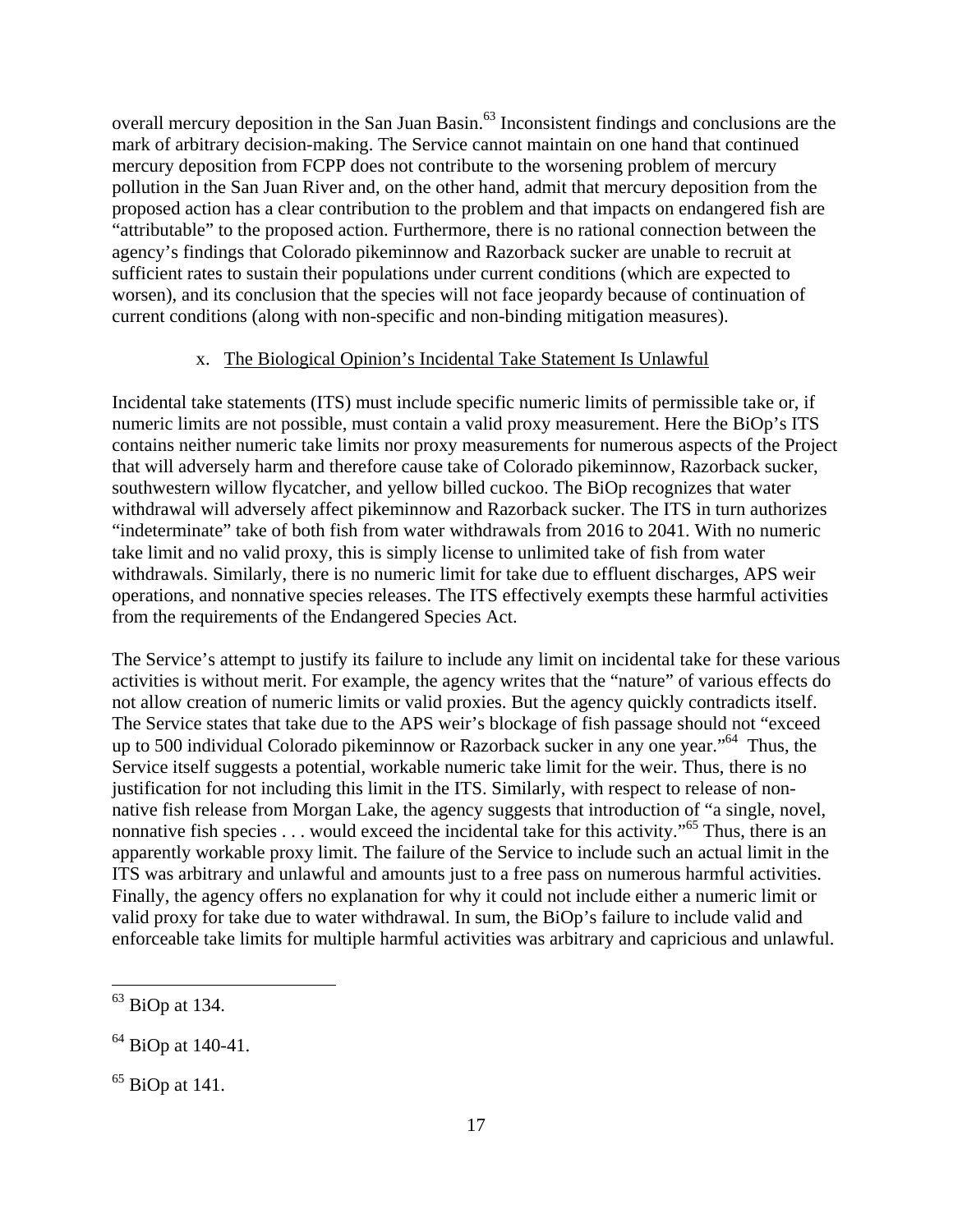overall mercury deposition in the San Juan Basin.[63] Inconsistent findings and conclusions are the mark of arbitrary decision-making. The Service cannot maintain on one hand that continued mercury deposition from FCPP does not contribute to the worsening problem of mercury pollution in the San Juan River and, on the other hand, admit that mercury deposition from the proposed action has a clear contribution to the problem and that impacts on endangered fish are "attributable" to the proposed action. Furthermore, there is no rational connection between the agency's findings that Colorado pikeminnow and Razorback sucker are unable to recruit at sufficient rates to sustain their populations under current conditions (which are expected to worsen), and its conclusion that the species will not face jeopardy because of continuation of current conditions (along with non-specific and non-binding mitigation measures).

### x. The Biological Opinion's Incidental Take Statement Is Unlawful

Incidental take statements (ITS) must include specific numeric limits of permissible take or, if numeric limits are not possible, must contain a valid proxy measurement. Here the BiOp's ITS contains neither numeric take limits nor proxy measurements for numerous aspects of the Project that will adversely harm and therefore cause take of Colorado pikeminnow, Razorback sucker, southwestern willow flycatcher, and yellow billed cuckoo. The BiOp recognizes that water withdrawal will adversely affect pikeminnow and Razorback sucker. The ITS in turn authorizes "indeterminate" take of both fish from water withdrawals from 2016 to 2041. With no numeric take limit and no valid proxy, this is simply license to unlimited take of fish from water withdrawals. Similarly, there is no numeric limit for take due to effluent discharges, APS weir operations, and nonnative species releases. The ITS effectively exempts these harmful activities from the requirements of the Endangered Species Act.

The Service's attempt to justify its failure to include any limit on incidental take for these various activities is without merit. For example, the agency writes that the "nature" of various effects do not allow creation of numeric limits or valid proxies. But the agency quickly contradicts itself. The Service states that take due to the APS weir's blockage of fish passage should not "exceed up to 500 individual Colorado pikeminnow or Razorback sucker in any one year."[64] Thus, the Service itself suggests a potential, workable numeric take limit for the weir. Thus, there is no justification for not including this limit in the ITS. Similarly, with respect to release of non-native fish release from Morgan Lake, the agency suggests that introduction of "a single, novel, nonnative fish species . . . would exceed the incidental take for this activity."[65] Thus, there is an apparently workable proxy limit. The failure of the Service to include such an actual limit in the ITS was arbitrary and unlawful and amounts just to a free pass on numerous harmful activities. Finally, the agency offers no explanation for why it could not include either a numeric limit or valid proxy for take due to water withdrawal. In sum, the BiOp's failure to include valid and enforceable take limits for multiple harmful activities was arbitrary and capricious and unlawful.

---

[63] BiOp at 134.

[64] BiOp at 140-41.

[65] BiOp at 141.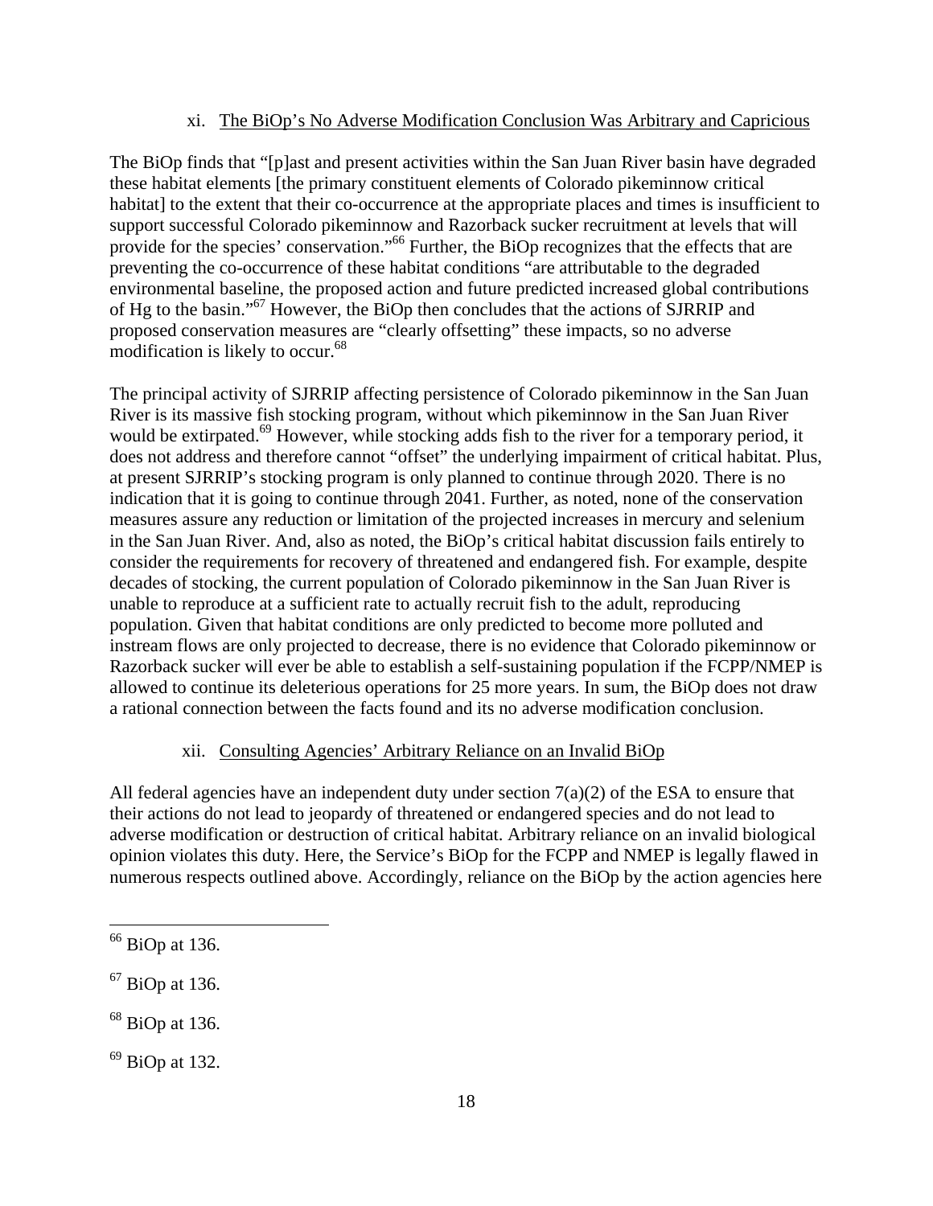### xi. The BiOp's No Adverse Modification Conclusion Was Arbitrary and Capricious

The BiOp finds that "[p]ast and present activities within the San Juan River basin have degraded these habitat elements [the primary constituent elements of Colorado pikeminnow critical habitat] to the extent that their co-occurrence at the appropriate places and times is insufficient to support successful Colorado pikeminnow and Razorback sucker recruitment at levels that will provide for the species' conservation."[66] Further, the BiOp recognizes that the effects that are preventing the co-occurrence of these habitat conditions "are attributable to the degraded environmental baseline, the proposed action and future predicted increased global contributions of Hg to the basin."[67] However, the BiOp then concludes that the actions of SJRRIP and proposed conservation measures are "clearly offsetting" these impacts, so no adverse modification is likely to occur.[68]

The principal activity of SJRRIP affecting persistence of Colorado pikeminnow in the San Juan River is its massive fish stocking program, without which pikeminnow in the San Juan River would be extirpated.[69] However, while stocking adds fish to the river for a temporary period, it does not address and therefore cannot "offset" the underlying impairment of critical habitat. Plus, at present SJRRIP's stocking program is only planned to continue through 2020. There is no indication that it is going to continue through 2041. Further, as noted, none of the conservation measures assure any reduction or limitation of the projected increases in mercury and selenium in the San Juan River. And, also as noted, the BiOp's critical habitat discussion fails entirely to consider the requirements for recovery of threatened and endangered fish. For example, despite decades of stocking, the current population of Colorado pikeminnow in the San Juan River is unable to reproduce at a sufficient rate to actually recruit fish to the adult, reproducing population. Given that habitat conditions are only predicted to become more polluted and instream flows are only projected to decrease, there is no evidence that Colorado pikeminnow or Razorback sucker will ever be able to establish a self-sustaining population if the FCPP/NMEP is allowed to continue its deleterious operations for 25 more years. In sum, the BiOp does not draw a rational connection between the facts found and its no adverse modification conclusion.

### xii. Consulting Agencies' Arbitrary Reliance on an Invalid BiOp

All federal agencies have an independent duty under section 7(a)(2) of the ESA to ensure that their actions do not lead to jeopardy of threatened or endangered species and do not lead to adverse modification or destruction of critical habitat. Arbitrary reliance on an invalid biological opinion violates this duty. Here, the Service's BiOp for the FCPP and NMEP is legally flawed in numerous respects outlined above. Accordingly, reliance on the BiOp by the action agencies here

---

[66] BiOp at 136.

[67] BiOp at 136.

[68] BiOp at 136.

[69] BiOp at 132.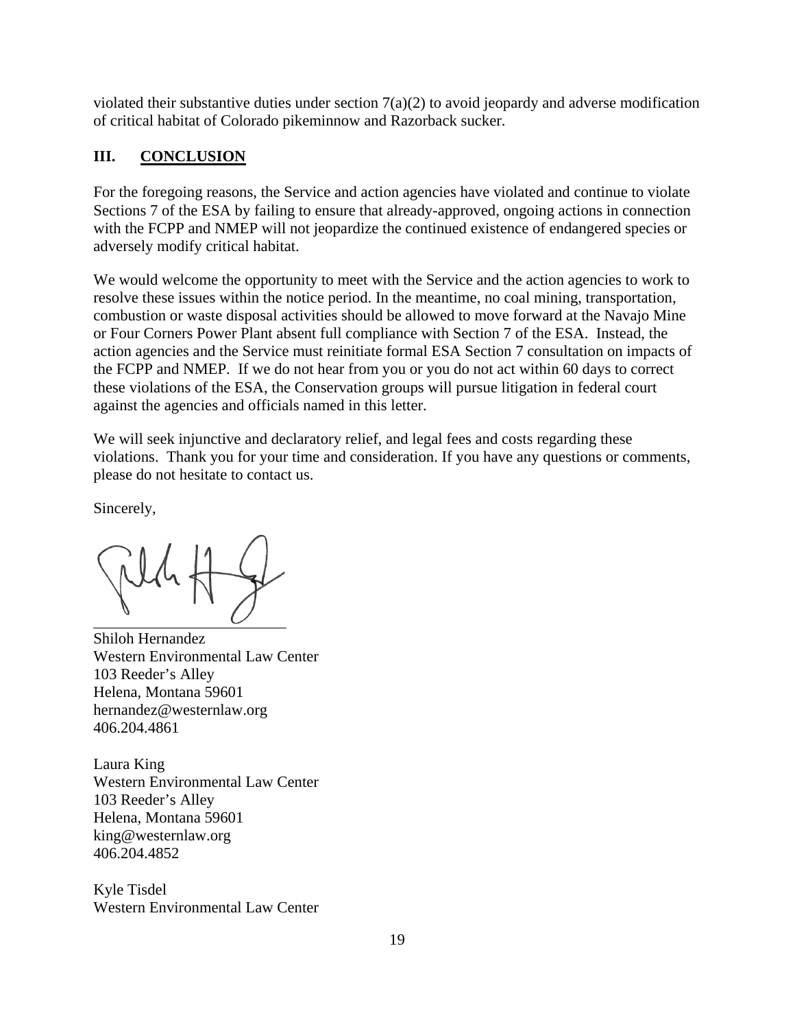violated their substantive duties under section 7(a)(2) to avoid jeopardy and adverse modification of critical habitat of Colorado pikeminnow and Razorback sucker.

## III. CONCLUSION

For the foregoing reasons, the Service and action agencies have violated and continue to violate Sections 7 of the ESA by failing to ensure that already-approved, ongoing actions in connection with the FCPP and NMEP will not jeopardize the continued existence of endangered species or adversely modify critical habitat.

We would welcome the opportunity to meet with the Service and the action agencies to work to resolve these issues within the notice period. In the meantime, no coal mining, transportation, combustion or waste disposal activities should be allowed to move forward at the Navajo Mine or Four Corners Power Plant absent full compliance with Section 7 of the ESA. Instead, the action agencies and the Service must reinitiate formal ESA Section 7 consultation on impacts of the FCPP and NMEP. If we do not hear from you or you do not act within 60 days to correct these violations of the ESA, the Conservation groups will pursue litigation in federal court against the agencies and officials named in this letter.

We will seek injunctive and declaratory relief, and legal fees and costs regarding these violations. Thank you for your time and consideration. If you have any questions or comments, please do not hesitate to contact us.

Sincerely,

Shiloh Hernandez
Western Environmental Law Center
103 Reeder's Alley
Helena, Montana 59601
hernandez@westernlaw.org
406.204.4861

Laura King
Western Environmental Law Center
103 Reeder's Alley
Helena, Montana 59601
king@westernlaw.org
406.204.4852

Kyle Tisdel
Western Environmental Law Center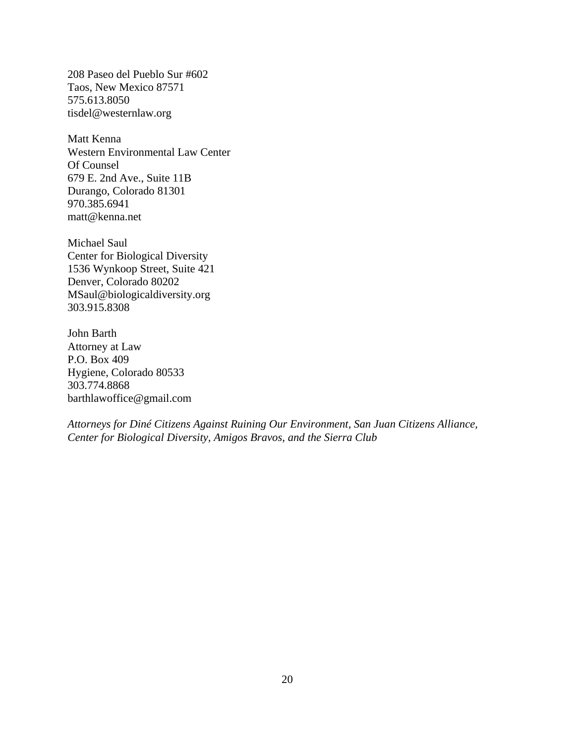208 Paseo del Pueblo Sur #602
Taos, New Mexico 87571
575.613.8050
tisdel@westernlaw.org

Matt Kenna
Western Environmental Law Center
Of Counsel
679 E. 2nd Ave., Suite 11B
Durango, Colorado 81301
970.385.6941
matt@kenna.net

Michael Saul
Center for Biological Diversity
1536 Wynkoop Street, Suite 421
Denver, Colorado 80202
MSaul@biologicaldiversity.org
303.915.8308

John Barth
Attorney at Law
P.O. Box 409
Hygiene, Colorado 80533
303.774.8868
barthlawoffice@gmail.com

*Attorneys for Diné Citizens Against Ruining Our Environment, San Juan Citizens Alliance, Center for Biological Diversity, Amigos Bravos, and the Sierra Club*